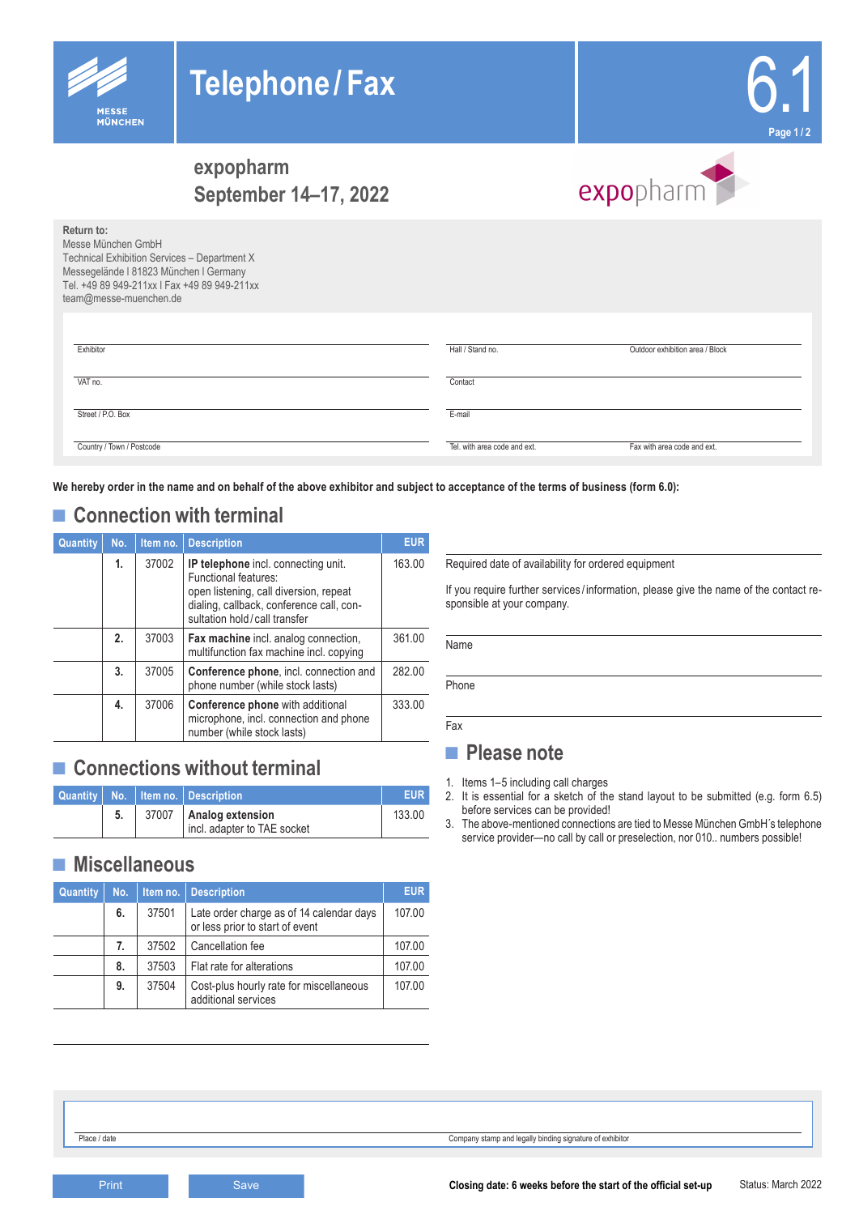# Telephone / Fax

6.1

## expopharm
## September 14–17, 2022

**Return to:**
Messe München GmbH
Technical Exhibition Services – Department X
Messegelände I 81823 München I Germany
Tel. +49 89 949-211xx I Fax +49 89 949-211xx
team@messe-muenchen.de

| | | |
|---|---|---|
| Exhibitor | Hall / Stand no. | Outdoor exhibition area / Block |
| VAT no. | Contact | |
| Street / P.O. Box | E-mail | |
| Country / Town / Postcode | Tel. with area code and ext. | Fax with area code and ext. |

**We hereby order in the name and on behalf of the above exhibitor and subject to acceptance of the terms of business (form 6.0):**

## Connection with terminal

| Quantity | No. | Item no. | Description | EUR |
|---|---|---|---|---|
| | **1.** | 37002 | **IP telephone** incl. connecting unit. Functional features: open listening, call diversion, repeat dialing, callback, conference call, consultation hold / call transfer | 163.00 |
| | **2.** | 37003 | **Fax machine** incl. analog connection, multifunction fax machine incl. copying | 361.00 |
| | **3.** | 37005 | **Conference phone**, incl. connection and phone number (while stock lasts) | 282.00 |
| | **4.** | 37006 | **Conference phone** with additional microphone, incl. connection and phone number (while stock lasts) | 333.00 |

## Connections without terminal

| Quantity | No. | Item no. | Description | EUR |
|---|---|---|---|---|
| | **5.** | 37007 | **Analog extension** incl. adapter to TAE socket | 133.00 |

## Miscellaneous

| Quantity | No. | Item no. | Description | EUR |
|---|---|---|---|---|
| | **6.** | 37501 | Late order charge as of 14 calendar days or less prior to start of event | 107.00 |
| | **7.** | 37502 | Cancellation fee | 107.00 |
| | **8.** | 37503 | Flat rate for alterations | 107.00 |
| | **9.** | 37504 | Cost-plus hourly rate for miscellaneous additional services | 107.00 |

Required date of availability for ordered equipment

If you require further services / information, please give the name of the contact responsible at your company.

Name

Phone

Fax

## Please note

1. Items 1–5 including call charges
2. It is essential for a sketch of the stand layout to be submitted (e.g. form 6.5) before services can be provided!
3. The above-mentioned connections are tied to Messe München GmbH´s telephone service provider—no call by call or preselection, nor 010.. numbers possible!

Place / date | Company stamp and legally binding signature of exhibitor

**Closing date: 6 weeks before the start of the official set-up**

Status: March 2022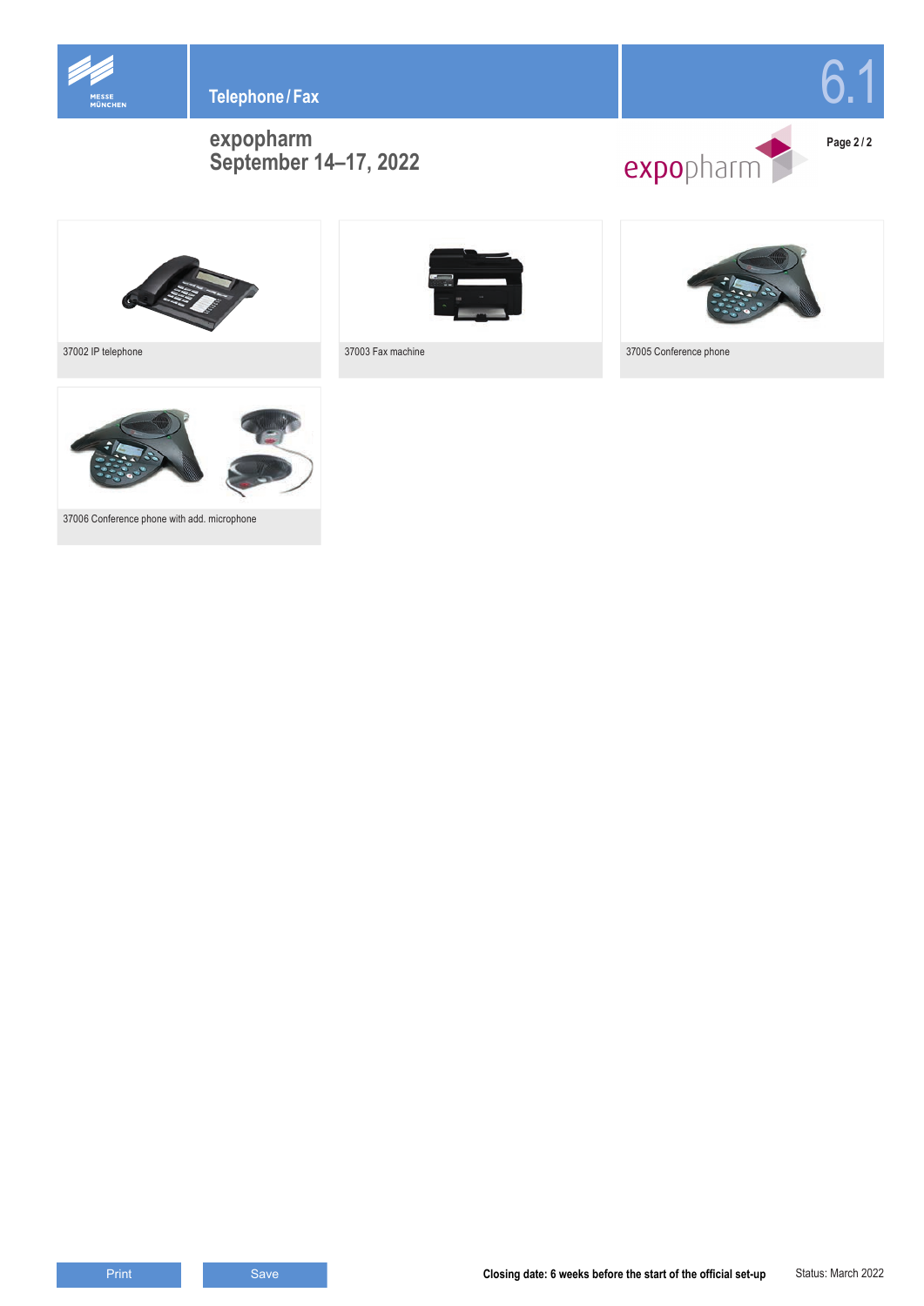# Telephone / Fax

6.1

## expopharm
## September 14–17, 2022

37002 IP telephone

37003 Fax machine

37005 Conference phone

37006 Conference phone with add. microphone

Print

Save

**Closing date: 6 weeks before the start of the official set-up**

Status: March 2022